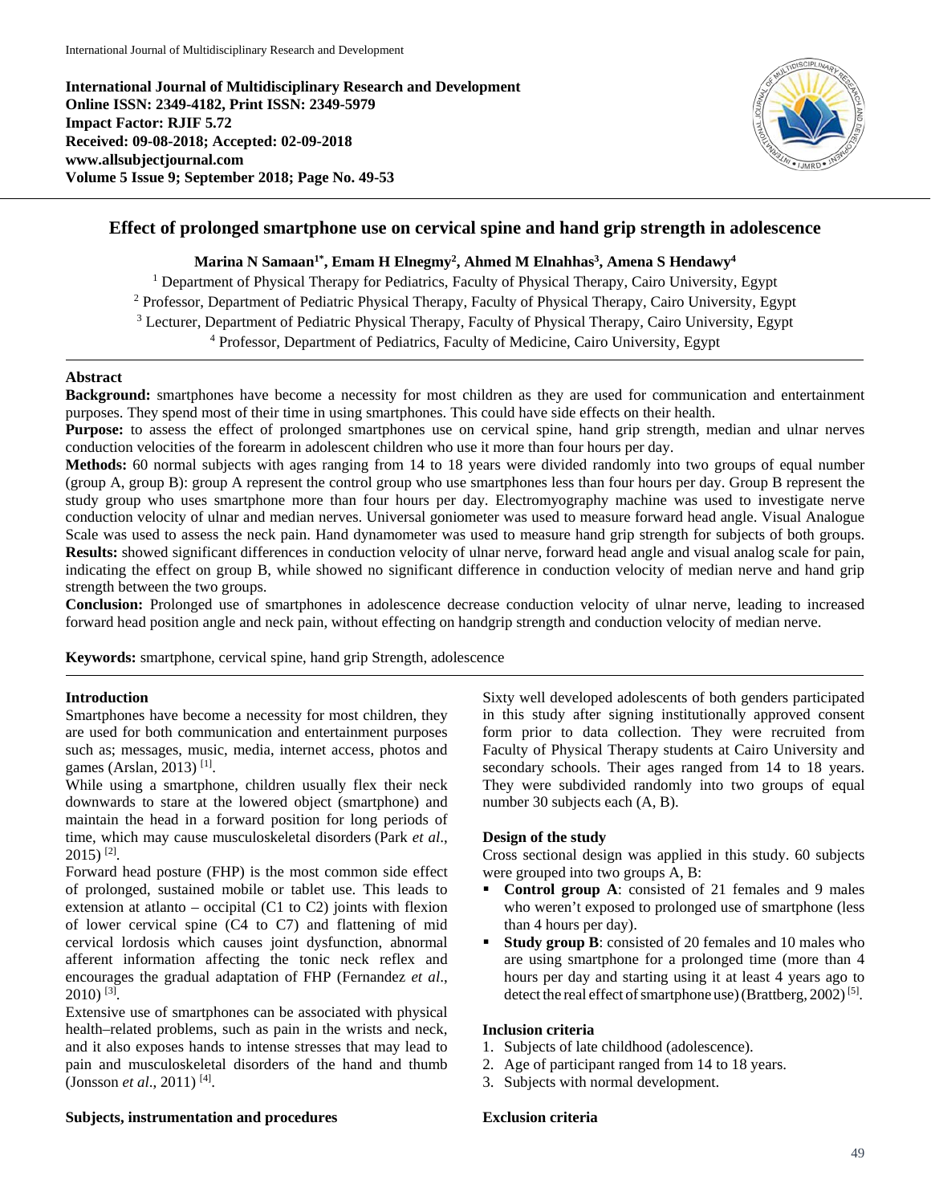International Journal of Multidisciplinary Research and Development
Online ISSN: 2349-4182, Print ISSN: 2349-5979
Impact Factor: RJIF 5.72
Received: 09-08-2018; Accepted: 02-09-2018
www.allsubjectjournal.com
Volume 5 Issue 9; September 2018; Page No. 49-53

# Effect of prolonged smartphone use on cervical spine and hand grip strength in adolescence

**Marina N Samaan[1*], Emam H Elnegmy[2], Ahmed M Elnahhas[3], Amena S Hendawy[4]**

[1] Department of Physical Therapy for Pediatrics, Faculty of Physical Therapy, Cairo University, Egypt
[2] Professor, Department of Pediatric Physical Therapy, Faculty of Physical Therapy, Cairo University, Egypt
[3] Lecturer, Department of Pediatric Physical Therapy, Faculty of Physical Therapy, Cairo University, Egypt
[4] Professor, Department of Pediatrics, Faculty of Medicine, Cairo University, Egypt

## Abstract

**Background:** smartphones have become a necessity for most children as they are used for communication and entertainment purposes. They spend most of their time in using smartphones. This could have side effects on their health.
**Purpose:** to assess the effect of prolonged smartphones use on cervical spine, hand grip strength, median and ulnar nerves conduction velocities of the forearm in adolescent children who use it more than four hours per day.
**Methods:** 60 normal subjects with ages ranging from 14 to 18 years were divided randomly into two groups of equal number (group A, group B): group A represent the control group who use smartphones less than four hours per day. Group B represent the study group who uses smartphone more than four hours per day. Electromyography machine was used to investigate nerve conduction velocity of ulnar and median nerves. Universal goniometer was used to measure forward head angle. Visual Analogue Scale was used to assess the neck pain. Hand dynamometer was used to measure hand grip strength for subjects of both groups.
**Results:** showed significant differences in conduction velocity of ulnar nerve, forward head angle and visual analog scale for pain, indicating the effect on group B, while showed no significant difference in conduction velocity of median nerve and hand grip strength between the two groups.
**Conclusion:** Prolonged use of smartphones in adolescence decrease conduction velocity of ulnar nerve, leading to increased forward head position angle and neck pain, without effecting on handgrip strength and conduction velocity of median nerve.

**Keywords:** smartphone, cervical spine, hand grip Strength, adolescence

## Introduction

Smartphones have become a necessity for most children, they are used for both communication and entertainment purposes such as; messages, music, media, internet access, photos and games (Arslan, 2013) [1].

While using a smartphone, children usually flex their neck downwards to stare at the lowered object (smartphone) and maintain the head in a forward position for long periods of time, which may cause musculoskeletal disorders (Park *et al*., 2015) [2].

Forward head posture (FHP) is the most common side effect of prolonged, sustained mobile or tablet use. This leads to extension at atlanto – occipital (C1 to C2) joints with flexion of lower cervical spine (C4 to C7) and flattening of mid cervical lordosis which causes joint dysfunction, abnormal afferent information affecting the tonic neck reflex and encourages the gradual adaptation of FHP (Fernandez *et al*., 2010) [3].

Extensive use of smartphones can be associated with physical health–related problems, such as pain in the wrists and neck, and it also exposes hands to intense stresses that may lead to pain and musculoskeletal disorders of the hand and thumb (Jonsson *et al*., 2011) [4].

## Subjects, instrumentation and procedures

Sixty well developed adolescents of both genders participated in this study after signing institutionally approved consent form prior to data collection. They were recruited from Faculty of Physical Therapy students at Cairo University and secondary schools. Their ages ranged from 14 to 18 years. They were subdivided randomly into two groups of equal number 30 subjects each (A, B).

### Design of the study

Cross sectional design was applied in this study. 60 subjects were grouped into two groups A, B:

- **Control group A**: consisted of 21 females and 9 males who weren't exposed to prolonged use of smartphone (less than 4 hours per day).
- **Study group B**: consisted of 20 females and 10 males who are using smartphone for a prolonged time (more than 4 hours per day and starting using it at least 4 years ago to detect the real effect of smartphone use) (Brattberg, 2002) [5].

### Inclusion criteria

1. Subjects of late childhood (adolescence).
2. Age of participant ranged from 14 to 18 years.
3. Subjects with normal development.

### Exclusion criteria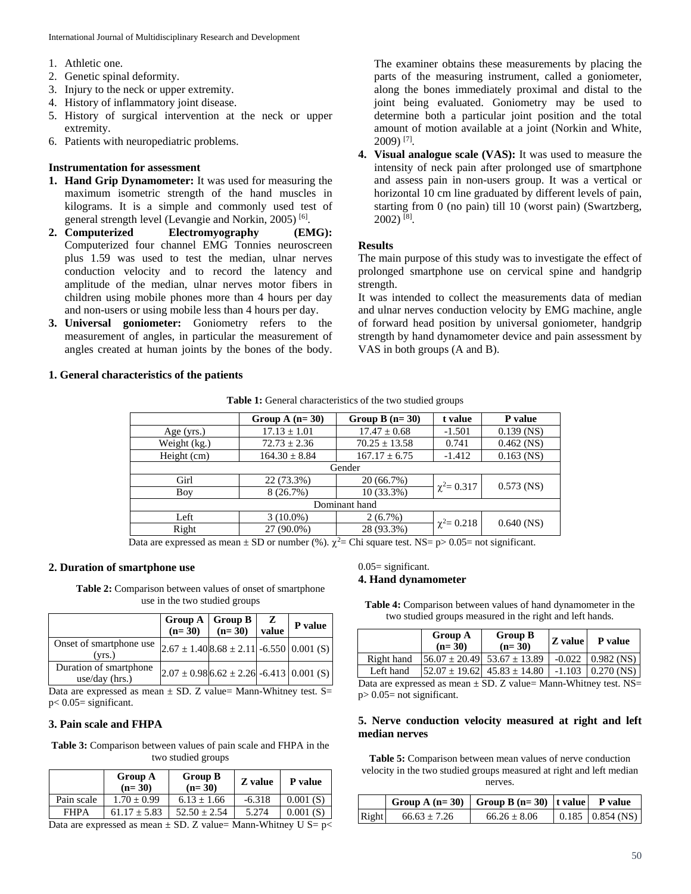1. Athletic one.
2. Genetic spinal deformity.
3. Injury to the neck or upper extremity.
4. History of inflammatory joint disease.
5. History of surgical intervention at the neck or upper extremity.
6. Patients with neuropediatric problems.

**Instrumentation for assessment**

1. **Hand Grip Dynamometer:** It was used for measuring the maximum isometric strength of the hand muscles in kilograms. It is a simple and commonly used test of general strength level (Levangie and Norkin, 2005) [6].
2. **Computerized Electromyography (EMG):** Computerized four channel EMG Tonnies neuroscreen plus 1.59 was used to test the median, ulnar nerves conduction velocity and to record the latency and amplitude of the median, ulnar nerves motor fibers in children using mobile phones more than 4 hours per day and non-users or using mobile less than 4 hours per day.
3. **Universal goniometer:** Goniometry refers to the measurement of angles, in particular the measurement of angles created at human joints by the bones of the body. The examiner obtains these measurements by placing the parts of the measuring instrument, called a goniometer, along the bones immediately proximal and distal to the joint being evaluated. Goniometry may be used to determine both a particular joint position and the total amount of motion available at a joint (Norkin and White, 2009) [7].
4. **Visual analogue scale (VAS):** It was used to measure the intensity of neck pain after prolonged use of smartphone and assess pain in non-users group. It was a vertical or horizontal 10 cm line graduated by different levels of pain, starting from 0 (no pain) till 10 (worst pain) (Swartzberg, 2002) [8].

**Results**

The main purpose of this study was to investigate the effect of prolonged smartphone use on cervical spine and handgrip strength.

It was intended to collect the measurements data of median and ulnar nerves conduction velocity by EMG machine, angle of forward head position by universal goniometer, handgrip strength by hand dynamometer device and pain assessment by VAS in both groups (A and B).

**1. General characteristics of the patients**

**Table 1:** General characteristics of the two studied groups

| | Group A (n= 30) | Group B (n= 30) | t value | P value |
|---|---|---|---|---|
| Age (yrs.) | 17.13 ± 1.01 | 17.47 ± 0.68 | -1.501 | 0.139 (NS) |
| Weight (kg.) | 72.73 ± 2.36 | 70.25 ± 13.58 | 0.741 | 0.462 (NS) |
| Height (cm) | 164.30 ± 8.84 | 167.17 ± 6.75 | -1.412 | 0.163 (NS) |
| Gender | | | | |
| Girl | 22 (73.3%) | 20 (66.7%) | $\chi^2$= 0.317 | 0.573 (NS) |
| Boy | 8 (26.7%) | 10 (33.3%) | | |
| Dominant hand | | | | |
| Left | 3 (10.0%) | 2 (6.7%) | $\chi^2$= 0.218 | 0.640 (NS) |
| Right | 27 (90.0%) | 28 (93.3%) | | |

Data are expressed as mean ± SD or number (%). $\chi^2$= Chi square test. NS= p> 0.05= not significant.

**2. Duration of smartphone use**

**Table 2:** Comparison between values of onset of smartphone use in the two studied groups

| | Group A (n= 30) | Group B (n= 30) | Z value | P value |
|---|---|---|---|---|
| Onset of smartphone use (yrs.) | 2.67 ± 1.40 | 8.68 ± 2.11 | -6.550 | 0.001 (S) |
| Duration of smartphone use/day (hrs.) | 2.07 ± 0.98 | 6.62 ± 2.26 | -6.413 | 0.001 (S) |

Data are expressed as mean ± SD. Z value= Mann-Whitney test. S= p< 0.05= significant.

**3. Pain scale and FHPA**

**Table 3:** Comparison between values of pain scale and FHPA in the two studied groups

| | Group A (n= 30) | Group B (n= 30) | Z value | P value |
|---|---|---|---|---|
| Pain scale | 1.70 ± 0.99 | 6.13 ± 1.66 | -6.318 | 0.001 (S) |
| FHPA | 61.17 ± 5.83 | 52.50 ± 2.54 | 5.274 | 0.001 (S) |

Data are expressed as mean ± SD. Z value= Mann-Whitney U S= p< 0.05= significant.

**4. Hand dynamometer**

**Table 4:** Comparison between values of hand dynamometer in the two studied groups measured in the right and left hands.

| | Group A (n= 30) | Group B (n= 30) | Z value | P value |
|---|---|---|---|---|
| Right hand | 56.07 ± 20.49 | 53.67 ± 13.89 | -0.022 | 0.982 (NS) |
| Left hand | 52.07 ± 19.62 | 45.83 ± 14.80 | -1.103 | 0.270 (NS) |

Data are expressed as mean ± SD. Z value= Mann-Whitney test. NS= p> 0.05= not significant.

**5. Nerve conduction velocity measured at right and left median nerves**

**Table 5:** Comparison between mean values of nerve conduction velocity in the two studied groups measured at right and left median nerves.

| | Group A (n= 30) | Group B (n= 30) | t value | P value |
|---|---|---|---|---|
| Right | 66.63 ± 7.26 | 66.26 ± 8.06 | 0.185 | 0.854 (NS) |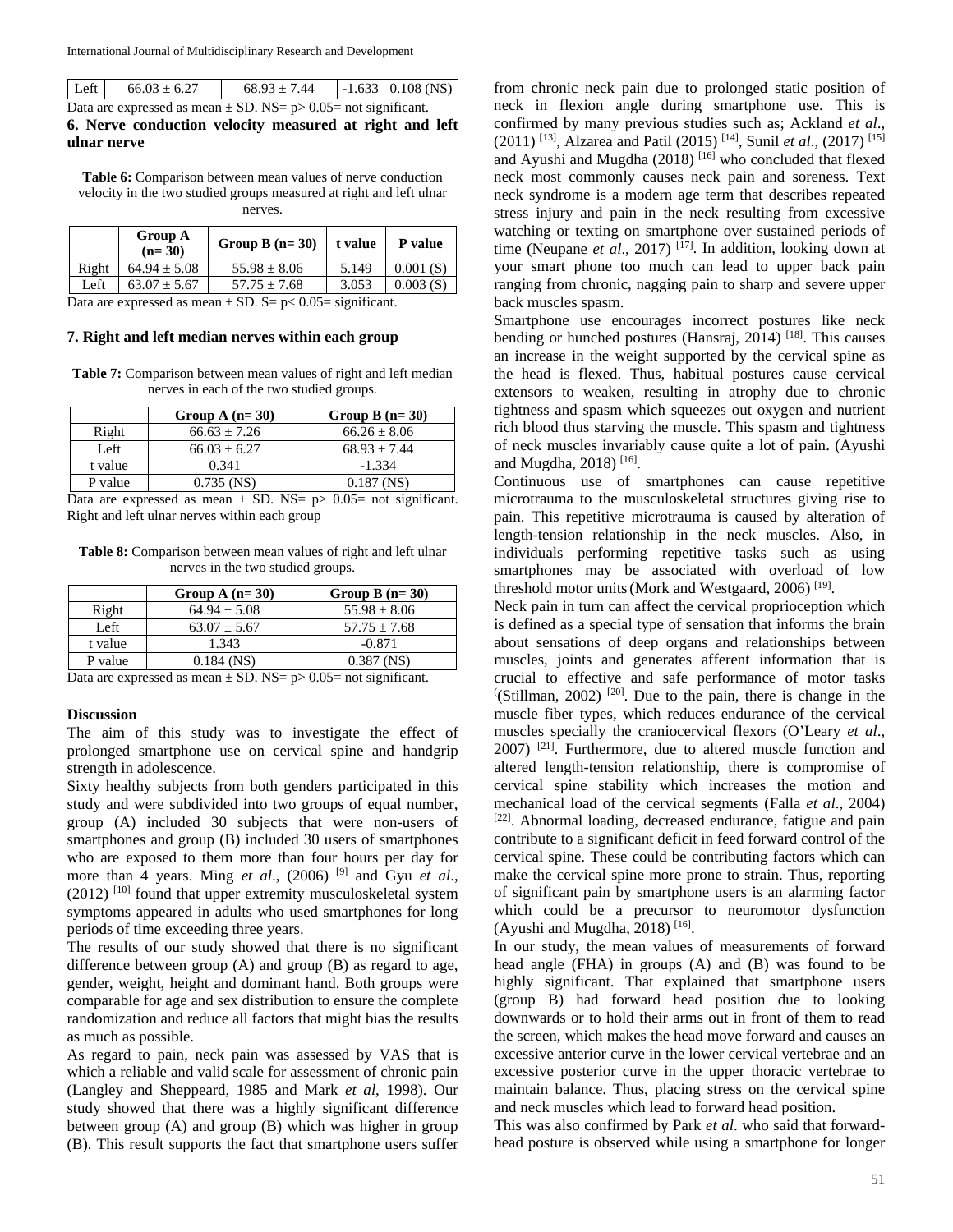| Left | 66.03 ± 6.27 | 68.93 ± 7.44 | -1.633 | 0.108 (NS) |
|---|---|---|---|---|

Data are expressed as mean ± SD. NS= p> 0.05= not significant.

**6. Nerve conduction velocity measured at right and left ulnar nerve**

**Table 6:** Comparison between mean values of nerve conduction velocity in the two studied groups measured at right and left ulnar nerves.

| | Group A (n= 30) | Group B (n= 30) | t value | P value |
|---|---|---|---|---|
| Right | 64.94 ± 5.08 | 55.98 ± 8.06 | 5.149 | 0.001 (S) |
| Left | 63.07 ± 5.67 | 57.75 ± 7.68 | 3.053 | 0.003 (S) |

Data are expressed as mean ± SD. S= p< 0.05= significant.

**7. Right and left median nerves within each group**

**Table 7:** Comparison between mean values of right and left median nerves in each of the two studied groups.

| | Group A (n= 30) | Group B (n= 30) |
|---|---|---|
| Right | 66.63 ± 7.26 | 66.26 ± 8.06 |
| Left | 66.03 ± 6.27 | 68.93 ± 7.44 |
| t value | 0.341 | -1.334 |
| P value | 0.735 (NS) | 0.187 (NS) |

Data are expressed as mean ± SD. NS= p> 0.05= not significant. Right and left ulnar nerves within each group

**Table 8:** Comparison between mean values of right and left ulnar nerves in the two studied groups.

| | Group A (n= 30) | Group B (n= 30) |
|---|---|---|
| Right | 64.94 ± 5.08 | 55.98 ± 8.06 |
| Left | 63.07 ± 5.67 | 57.75 ± 7.68 |
| t value | 1.343 | -0.871 |
| P value | 0.184 (NS) | 0.387 (NS) |

Data are expressed as mean ± SD. NS= p> 0.05= not significant.

## Discussion

The aim of this study was to investigate the effect of prolonged smartphone use on cervical spine and handgrip strength in adolescence.

Sixty healthy subjects from both genders participated in this study and were subdivided into two groups of equal number, group (A) included 30 subjects that were non-users of smartphones and group (B) included 30 users of smartphones who are exposed to them more than four hours per day for more than 4 years. Ming *et al*., (2006) [9] and Gyu *et al*., (2012) [10] found that upper extremity musculoskeletal system symptoms appeared in adults who used smartphones for long periods of time exceeding three years.

The results of our study showed that there is no significant difference between group (A) and group (B) as regard to age, gender, weight, height and dominant hand. Both groups were comparable for age and sex distribution to ensure the complete randomization and reduce all factors that might bias the results as much as possible.

As regard to pain, neck pain was assessed by VAS that is which a reliable and valid scale for assessment of chronic pain (Langley and Sheppeard, 1985 and Mark *et al*, 1998). Our study showed that there was a highly significant difference between group (A) and group (B) which was higher in group (B). This result supports the fact that smartphone users suffer from chronic neck pain due to prolonged static position of neck in flexion angle during smartphone use. This is confirmed by many previous studies such as; Ackland *et al*., (2011) [13], Alzarea and Patil (2015) [14], Sunil *et al*., (2017) [15] and Ayushi and Mugdha (2018) [16] who concluded that flexed neck most commonly causes neck pain and soreness. Text neck syndrome is a modern age term that describes repeated stress injury and pain in the neck resulting from excessive watching or texting on smartphone over sustained periods of time (Neupane *et al*., 2017) [17]. In addition, looking down at your smart phone too much can lead to upper back pain ranging from chronic, nagging pain to sharp and severe upper back muscles spasm.

Smartphone use encourages incorrect postures like neck bending or hunched postures (Hansraj, 2014) [18]. This causes an increase in the weight supported by the cervical spine as the head is flexed. Thus, habitual postures cause cervical extensors to weaken, resulting in atrophy due to chronic tightness and spasm which squeezes out oxygen and nutrient rich blood thus starving the muscle. This spasm and tightness of neck muscles invariably cause quite a lot of pain. (Ayushi and Mugdha, 2018) [16].

Continuous use of smartphones can cause repetitive microtrauma to the musculoskeletal structures giving rise to pain. This repetitive microtrauma is caused by alteration of length-tension relationship in the neck muscles. Also, in individuals performing repetitive tasks such as using smartphones may be associated with overload of low threshold motor units (Mork and Westgaard, 2006) [19].

Neck pain in turn can affect the cervical proprioception which is defined as a special type of sensation that informs the brain about sensations of deep organs and relationships between muscles, joints and generates afferent information that is crucial to effective and safe performance of motor tasks (Stillman, 2002) [20]. Due to the pain, there is change in the muscle fiber types, which reduces endurance of the cervical muscles specially the craniocervical flexors (O'Leary *et al*., 2007) [21]. Furthermore, due to altered muscle function and altered length-tension relationship, there is compromise of cervical spine stability which increases the motion and mechanical load of the cervical segments (Falla *et al*., 2004) [22]. Abnormal loading, decreased endurance, fatigue and pain contribute to a significant deficit in feed forward control of the cervical spine. These could be contributing factors which can make the cervical spine more prone to strain. Thus, reporting of significant pain by smartphone users is an alarming factor which could be a precursor to neuromotor dysfunction (Ayushi and Mugdha, 2018) [16].

In our study, the mean values of measurements of forward head angle (FHA) in groups (A) and (B) was found to be highly significant. That explained that smartphone users (group B) had forward head position due to looking downwards or to hold their arms out in front of them to read the screen, which makes the head move forward and causes an excessive anterior curve in the lower cervical vertebrae and an excessive posterior curve in the upper thoracic vertebrae to maintain balance. Thus, placing stress on the cervical spine and neck muscles which lead to forward head position.

This was also confirmed by Park *et al*. who said that forward-head posture is observed while using a smartphone for longer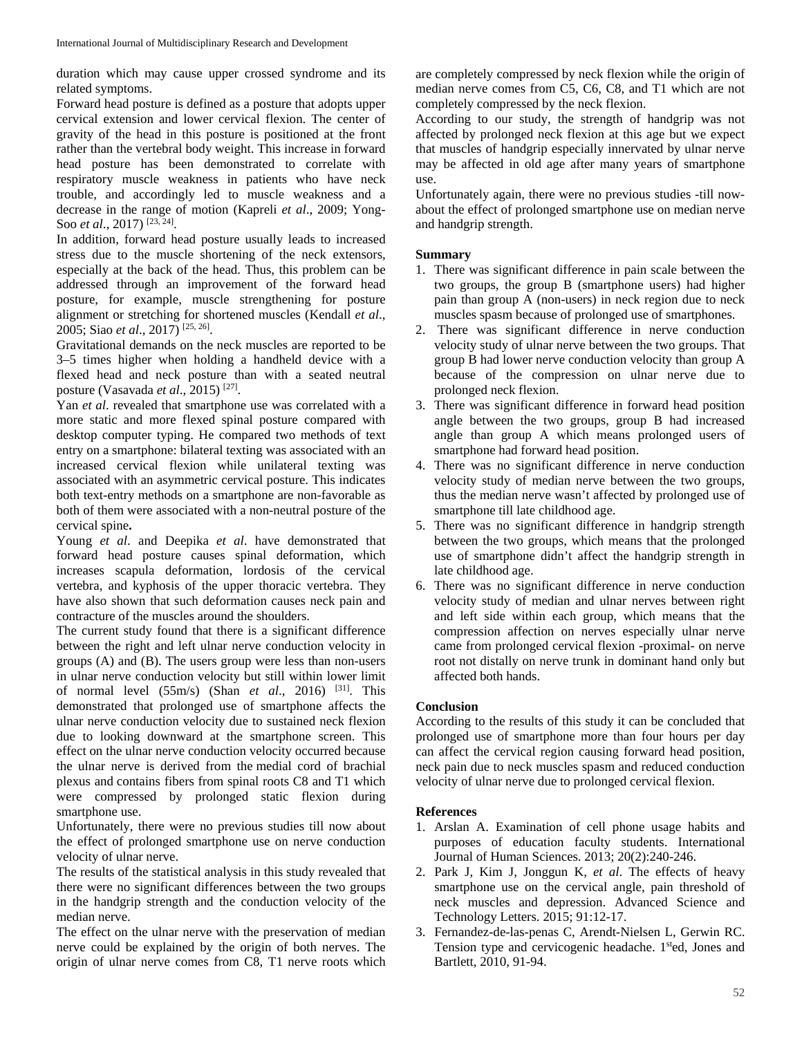duration which may cause upper crossed syndrome and its related symptoms.

Forward head posture is defined as a posture that adopts upper cervical extension and lower cervical flexion. The center of gravity of the head in this posture is positioned at the front rather than the vertebral body weight. This increase in forward head posture has been demonstrated to correlate with respiratory muscle weakness in patients who have neck trouble, and accordingly led to muscle weakness and a decrease in the range of motion (Kapreli *et al*., 2009; Yong-Soo *et al*., 2017) [23, 24].

In addition, forward head posture usually leads to increased stress due to the muscle shortening of the neck extensors, especially at the back of the head. Thus, this problem can be addressed through an improvement of the forward head posture, for example, muscle strengthening for posture alignment or stretching for shortened muscles (Kendall *et al*., 2005; Siao *et al*., 2017) [25, 26].

Gravitational demands on the neck muscles are reported to be 3–5 times higher when holding a handheld device with a flexed head and neck posture than with a seated neutral posture (Vasavada *et al*., 2015) [27].

Yan *et al*. revealed that smartphone use was correlated with a more static and more flexed spinal posture compared with desktop computer typing. He compared two methods of text entry on a smartphone: bilateral texting was associated with an increased cervical flexion while unilateral texting was associated with an asymmetric cervical posture. This indicates both text-entry methods on a smartphone are non-favorable as both of them were associated with a non-neutral posture of the cervical spine**.**

Young *et al*. and Deepika *et al*. have demonstrated that forward head posture causes spinal deformation, which increases scapula deformation, lordosis of the cervical vertebra, and kyphosis of the upper thoracic vertebra. They have also shown that such deformation causes neck pain and contracture of the muscles around the shoulders.

The current study found that there is a significant difference between the right and left ulnar nerve conduction velocity in groups (A) and (B). The users group were less than non-users in ulnar nerve conduction velocity but still within lower limit of normal level (55m/s) (Shan *et al*., 2016) [31]. This demonstrated that prolonged use of smartphone affects the ulnar nerve conduction velocity due to sustained neck flexion due to looking downward at the smartphone screen. This effect on the ulnar nerve conduction velocity occurred because the ulnar nerve is derived from the medial cord of brachial plexus and contains fibers from spinal roots C8 and T1 which were compressed by prolonged static flexion during smartphone use.

Unfortunately, there were no previous studies till now about the effect of prolonged smartphone use on nerve conduction velocity of ulnar nerve.

The results of the statistical analysis in this study revealed that there were no significant differences between the two groups in the handgrip strength and the conduction velocity of the median nerve.

The effect on the ulnar nerve with the preservation of median nerve could be explained by the origin of both nerves. The origin of ulnar nerve comes from C8, T1 nerve roots which are completely compressed by neck flexion while the origin of median nerve comes from C5, C6, C8, and T1 which are not completely compressed by the neck flexion.

According to our study, the strength of handgrip was not affected by prolonged neck flexion at this age but we expect that muscles of handgrip especially innervated by ulnar nerve may be affected in old age after many years of smartphone use.

Unfortunately again, there were no previous studies -till now- about the effect of prolonged smartphone use on median nerve and handgrip strength.

## Summary

1. There was significant difference in pain scale between the two groups, the group B (smartphone users) had higher pain than group A (non-users) in neck region due to neck muscles spasm because of prolonged use of smartphones.
2. There was significant difference in nerve conduction velocity study of ulnar nerve between the two groups. That group B had lower nerve conduction velocity than group A because of the compression on ulnar nerve due to prolonged neck flexion.
3. There was significant difference in forward head position angle between the two groups, group B had increased angle than group A which means prolonged users of smartphone had forward head position.
4. There was no significant difference in nerve conduction velocity study of median nerve between the two groups, thus the median nerve wasn't affected by prolonged use of smartphone till late childhood age.
5. There was no significant difference in handgrip strength between the two groups, which means that the prolonged use of smartphone didn't affect the handgrip strength in late childhood age.
6. There was no significant difference in nerve conduction velocity study of median and ulnar nerves between right and left side within each group, which means that the compression affection on nerves especially ulnar nerve came from prolonged cervical flexion -proximal- on nerve root not distally on nerve trunk in dominant hand only but affected both hands.

## Conclusion

According to the results of this study it can be concluded that prolonged use of smartphone more than four hours per day can affect the cervical region causing forward head position, neck pain due to neck muscles spasm and reduced conduction velocity of ulnar nerve due to prolonged cervical flexion.

## References

1. Arslan A. Examination of cell phone usage habits and purposes of education faculty students. International Journal of Human Sciences. 2013; 20(2):240-246.
2. Park J, Kim J, Jonggun K, *et al*. The effects of heavy smartphone use on the cervical angle, pain threshold of neck muscles and depression. Advanced Science and Technology Letters. 2015; 91:12-17.
3. Fernandez-de-las-penas C, Arendt-Nielsen L, Gerwin RC. Tension type and cervicogenic headache. 1st ed, Jones and Bartlett, 2010, 91-94.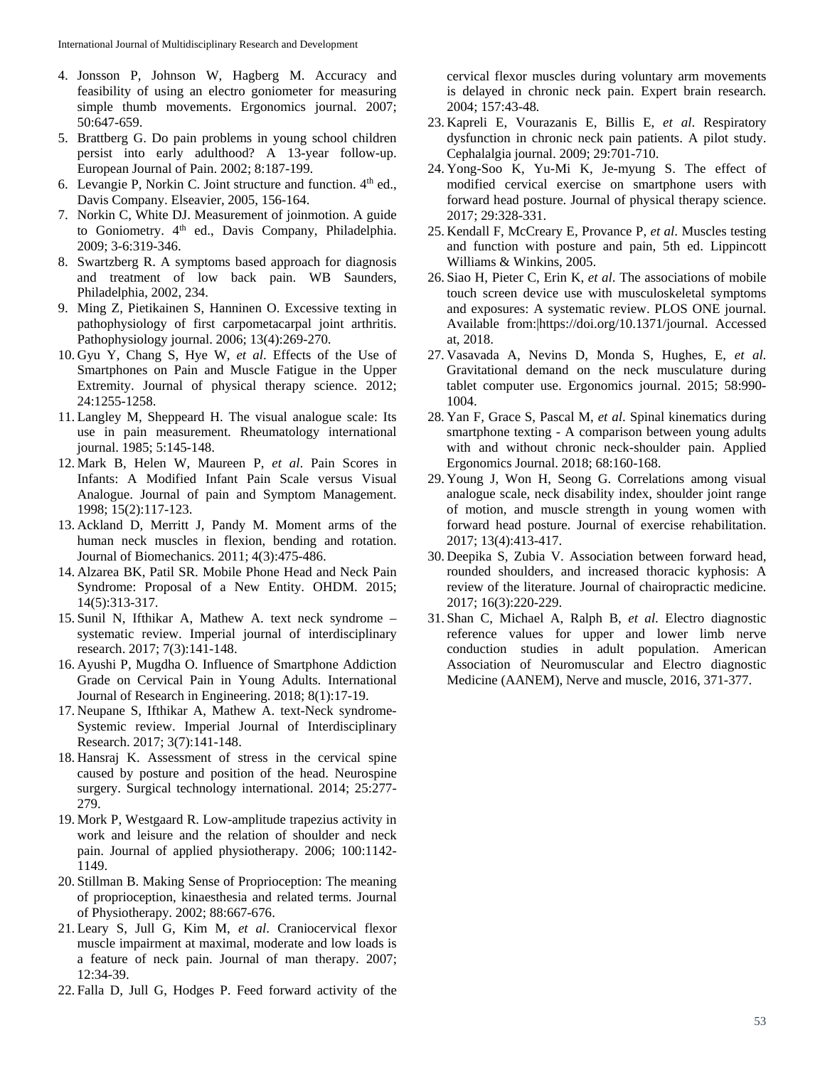4. Jonsson P, Johnson W, Hagberg M. Accuracy and feasibility of using an electro goniometer for measuring simple thumb movements. Ergonomics journal. 2007; 50:647-659.
5. Brattberg G. Do pain problems in young school children persist into early adulthood? A 13-year follow-up. European Journal of Pain. 2002; 8:187-199.
6. Levangie P, Norkin C. Joint structure and function. 4th ed., Davis Company. Elseavier, 2005, 156-164.
7. Norkin C, White DJ. Measurement of joinmotion. A guide to Goniometry. 4th ed., Davis Company, Philadelphia. 2009; 3-6:319-346.
8. Swartzberg R. A symptoms based approach for diagnosis and treatment of low back pain. WB Saunders, Philadelphia, 2002, 234.
9. Ming Z, Pietikainen S, Hanninen O. Excessive texting in pathophysiology of first carpometacarpal joint arthritis. Pathophysiology journal. 2006; 13(4):269-270.
10. Gyu Y, Chang S, Hye W, *et al*. Effects of the Use of Smartphones on Pain and Muscle Fatigue in the Upper Extremity. Journal of physical therapy science. 2012; 24:1255-1258.
11. Langley M, Sheppeard H. The visual analogue scale: Its use in pain measurement. Rheumatology international journal. 1985; 5:145-148.
12. Mark B, Helen W, Maureen P, *et al*. Pain Scores in Infants: A Modified Infant Pain Scale versus Visual Analogue. Journal of pain and Symptom Management. 1998; 15(2):117-123.
13. Ackland D, Merritt J, Pandy M. Moment arms of the human neck muscles in flexion, bending and rotation. Journal of Biomechanics. 2011; 4(3):475-486.
14. Alzarea BK, Patil SR. Mobile Phone Head and Neck Pain Syndrome: Proposal of a New Entity. OHDM. 2015; 14(5):313-317.
15. Sunil N, Ifthikar A, Mathew A. text neck syndrome – systematic review. Imperial journal of interdisciplinary research. 2017; 7(3):141-148.
16. Ayushi P, Mugdha O. Influence of Smartphone Addiction Grade on Cervical Pain in Young Adults. International Journal of Research in Engineering. 2018; 8(1):17-19.
17. Neupane S, Ifthikar A, Mathew A. text-Neck syndrome-Systemic review. Imperial Journal of Interdisciplinary Research. 2017; 3(7):141-148.
18. Hansraj K. Assessment of stress in the cervical spine caused by posture and position of the head. Neurospine surgery. Surgical technology international. 2014; 25:277-279.
19. Mork P, Westgaard R. Low-amplitude trapezius activity in work and leisure and the relation of shoulder and neck pain. Journal of applied physiotherapy. 2006; 100:1142-1149.
20. Stillman B. Making Sense of Proprioception: The meaning of proprioception, kinaesthesia and related terms. Journal of Physiotherapy. 2002; 88:667-676.
21. Leary S, Jull G, Kim M, *et al*. Craniocervical flexor muscle impairment at maximal, moderate and low loads is a feature of neck pain. Journal of man therapy. 2007; 12:34-39.
22. Falla D, Jull G, Hodges P. Feed forward activity of the cervical flexor muscles during voluntary arm movements is delayed in chronic neck pain. Expert brain research. 2004; 157:43-48.
23. Kapreli E, Vourazanis E, Billis E, *et al*. Respiratory dysfunction in chronic neck pain patients. A pilot study. Cephalalgia journal. 2009; 29:701-710.
24. Yong-Soo K, Yu-Mi K, Je-myung S. The effect of modified cervical exercise on smartphone users with forward head posture. Journal of physical therapy science. 2017; 29:328-331.
25. Kendall F, McCreary E, Provance P, *et al*. Muscles testing and function with posture and pain, 5th ed. Lippincott Williams & Winkins, 2005.
26. Siao H, Pieter C, Erin K, *et al*. The associations of mobile touch screen device use with musculoskeletal symptoms and exposures: A systematic review. PLOS ONE journal. Available from:|https://doi.org/10.1371/journal. Accessed at, 2018.
27. Vasavada A, Nevins D, Monda S, Hughes, E, *et al*. Gravitational demand on the neck musculature during tablet computer use. Ergonomics journal. 2015; 58:990-1004.
28. Yan F, Grace S, Pascal M, *et al*. Spinal kinematics during smartphone texting - A comparison between young adults with and without chronic neck-shoulder pain. Applied Ergonomics Journal. 2018; 68:160-168.
29. Young J, Won H, Seong G. Correlations among visual analogue scale, neck disability index, shoulder joint range of motion, and muscle strength in young women with forward head posture. Journal of exercise rehabilitation. 2017; 13(4):413-417.
30. Deepika S, Zubia V. Association between forward head, rounded shoulders, and increased thoracic kyphosis: A review of the literature. Journal of chairopractic medicine. 2017; 16(3):220-229.
31. Shan C, Michael A, Ralph B, *et al.* Electro diagnostic reference values for upper and lower limb nerve conduction studies in adult population. American Association of Neuromuscular and Electro diagnostic Medicine (AANEM), Nerve and muscle, 2016, 371-377.